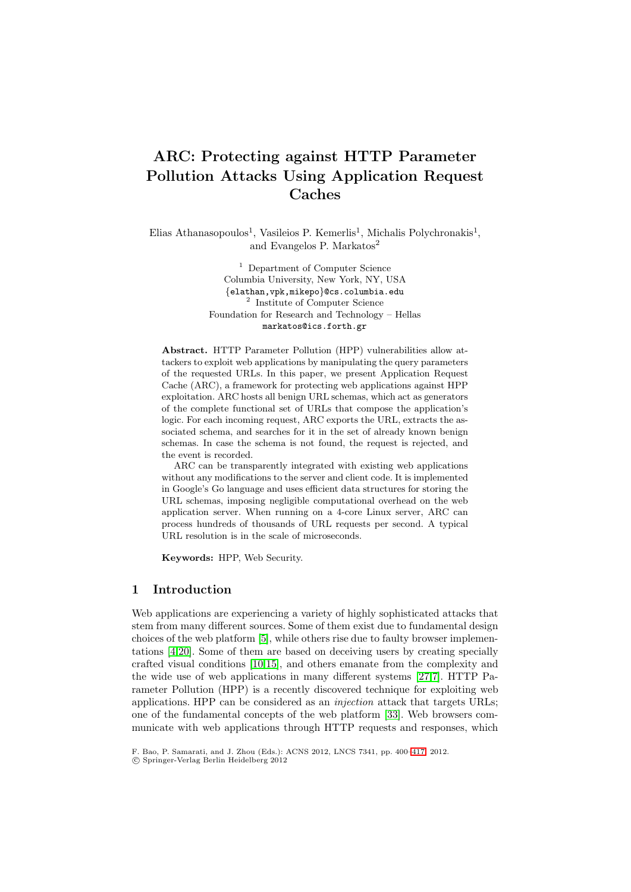# ARC: Protecting against HTTP Parameter Pollution Attacks Using Application Request Caches

Elias Athanasopoulos[1], Vasileios P. Kemerlis[1], Michalis Polychronakis[1], and Evangelos P. Markatos[2]

[1] Department of Computer Science
Columbia University, New York, NY, USA
{elathan,vpk,mikepo}@cs.columbia.edu

[2] Institute of Computer Science
Foundation for Research and Technology – Hellas
markatos@ics.forth.gr

**Abstract.** HTTP Parameter Pollution (HPP) vulnerabilities allow attackers to exploit web applications by manipulating the query parameters of the requested URLs. In this paper, we present Application Request Cache (ARC), a framework for protecting web applications against HPP exploitation. ARC hosts all benign URL schemas, which act as generators of the complete functional set of URLs that compose the application's logic. For each incoming request, ARC exports the URL, extracts the associated schema, and searches for it in the set of already known benign schemas. In case the schema is not found, the request is rejected, and the event is recorded.

ARC can be transparently integrated with existing web applications without any modifications to the server and client code. It is implemented in Google's Go language and uses efficient data structures for storing the URL schemas, imposing negligible computational overhead on the web application server. When running on a 4-core Linux server, ARC can process hundreds of thousands of URL requests per second. A typical URL resolution is in the scale of microseconds.

**Keywords:** HPP, Web Security.

## 1 Introduction

Web applications are experiencing a variety of highly sophisticated attacks that stem from many different sources. Some of them exist due to fundamental design choices of the web platform [5], while others rise due to faulty browser implementations [4,20]. Some of them are based on deceiving users by creating specially crafted visual conditions [10,15], and others emanate from the complexity and the wide use of web applications in many different systems [27,7]. HTTP Parameter Pollution (HPP) is a recently discovered technique for exploiting web applications. HPP can be considered as an *injection* attack that targets URLs; one of the fundamental concepts of the web platform [33]. Web browsers communicate with web applications through HTTP requests and responses, which

F. Bao, P. Samarati, and J. Zhou (Eds.): ACNS 2012, LNCS 7341, pp. 400–417, 2012.
© Springer-Verlag Berlin Heidelberg 2012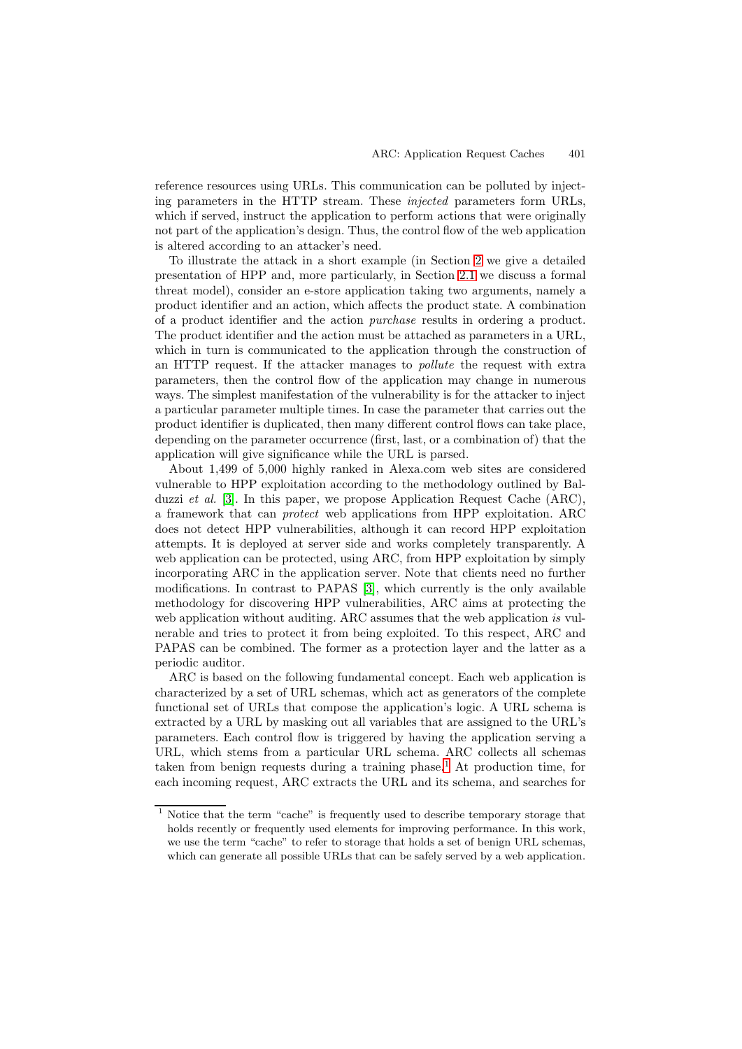reference resources using URLs. This communication can be polluted by injecting parameters in the HTTP stream. These *injected* parameters form URLs, which if served, instruct the application to perform actions that were originally not part of the application's design. Thus, the control flow of the web application is altered according to an attacker's need.

To illustrate the attack in a short example (in Section 2 we give a detailed presentation of HPP and, more particularly, in Section 2.1 we discuss a formal threat model), consider an e-store application taking two arguments, namely a product identifier and an action, which affects the product state. A combination of a product identifier and the action *purchase* results in ordering a product. The product identifier and the action must be attached as parameters in a URL, which in turn is communicated to the application through the construction of an HTTP request. If the attacker manages to *pollute* the request with extra parameters, then the control flow of the application may change in numerous ways. The simplest manifestation of the vulnerability is for the attacker to inject a particular parameter multiple times. In case the parameter that carries out the product identifier is duplicated, then many different control flows can take place, depending on the parameter occurrence (first, last, or a combination of) that the application will give significance while the URL is parsed.

About 1,499 of 5,000 highly ranked in Alexa.com web sites are considered vulnerable to HPP exploitation according to the methodology outlined by Balduzzi *et al.* [3]. In this paper, we propose Application Request Cache (ARC), a framework that can *protect* web applications from HPP exploitation. ARC does not detect HPP vulnerabilities, although it can record HPP exploitation attempts. It is deployed at server side and works completely transparently. A web application can be protected, using ARC, from HPP exploitation by simply incorporating ARC in the application server. Note that clients need no further modifications. In contrast to PAPAS [3], which currently is the only available methodology for discovering HPP vulnerabilities, ARC aims at protecting the web application without auditing. ARC assumes that the web application *is* vulnerable and tries to protect it from being exploited. To this respect, ARC and PAPAS can be combined. The former as a protection layer and the latter as a periodic auditor.

ARC is based on the following fundamental concept. Each web application is characterized by a set of URL schemas, which act as generators of the complete functional set of URLs that compose the application's logic. A URL schema is extracted by a URL by masking out all variables that are assigned to the URL's parameters. Each control flow is triggered by having the application serving a URL, which stems from a particular URL schema. ARC collects all schemas taken from benign requests during a training phase.[1] At production time, for each incoming request, ARC extracts the URL and its schema, and searches for

[1] Notice that the term "cache" is frequently used to describe temporary storage that holds recently or frequently used elements for improving performance. In this work, we use the term "cache" to refer to storage that holds a set of benign URL schemas, which can generate all possible URLs that can be safely served by a web application.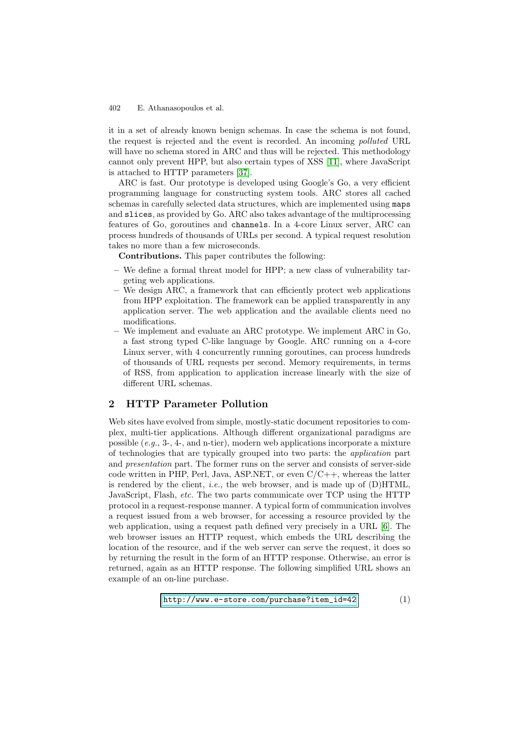it in a set of already known benign schemas. In case the schema is not found, the request is rejected and the event is recorded. An incoming *polluted* URL will have no schema stored in ARC and thus will be rejected. This methodology cannot only prevent HPP, but also certain types of XSS [11], where JavaScript is attached to HTTP parameters [37].

ARC is fast. Our prototype is developed using Google's Go, a very efficient programming language for constructing system tools. ARC stores all cached schemas in carefully selected data structures, which are implemented using `maps` and `slices`, as provided by Go. ARC also takes advantage of the multiprocessing features of Go, goroutines and `channels`. In a 4-core Linux server, ARC can process hundreds of thousands of URLs per second. A typical request resolution takes no more than a few microseconds.

**Contributions.** This paper contributes the following:

- We define a formal threat model for HPP; a new class of vulnerability targeting web applications.
- We design ARC, a framework that can efficiently protect web applications from HPP exploitation. The framework can be applied transparently in any application server. The web application and the available clients need no modifications.
- We implement and evaluate an ARC prototype. We implement ARC in Go, a fast strong typed C-like language by Google. ARC running on a 4-core Linux server, with 4 concurrently running goroutines, can process hundreds of thousands of URL requests per second. Memory requirements, in terms of RSS, from application to application increase linearly with the size of different URL schemas.

## 2 HTTP Parameter Pollution

Web sites have evolved from simple, mostly-static document repositories to complex, multi-tier applications. Although different organizational paradigms are possible (*e.g.,* 3-, 4-, and n-tier), modern web applications incorporate a mixture of technologies that are typically grouped into two parts: the *application* part and *presentation* part. The former runs on the server and consists of server-side code written in PHP, Perl, Java, ASP.NET, or even C/C++, whereas the latter is rendered by the client, *i.e.,* the web browser, and is made up of (D)HTML, JavaScript, Flash, *etc.* The two parts communicate over TCP using the HTTP protocol in a request-response manner. A typical form of communication involves a request issued from a web browser, for accessing a resource provided by the web application, using a request path defined very precisely in a URL [6]. The web browser issues an HTTP request, which embeds the URL describing the location of the resource, and if the web server can serve the request, it does so by returning the result in the form of an HTTP response. Otherwise, an error is returned, again as an HTTP response. The following simplified URL shows an example of an on-line purchase.

```
http://www.e-store.com/purchase?item_id=42
```
(1)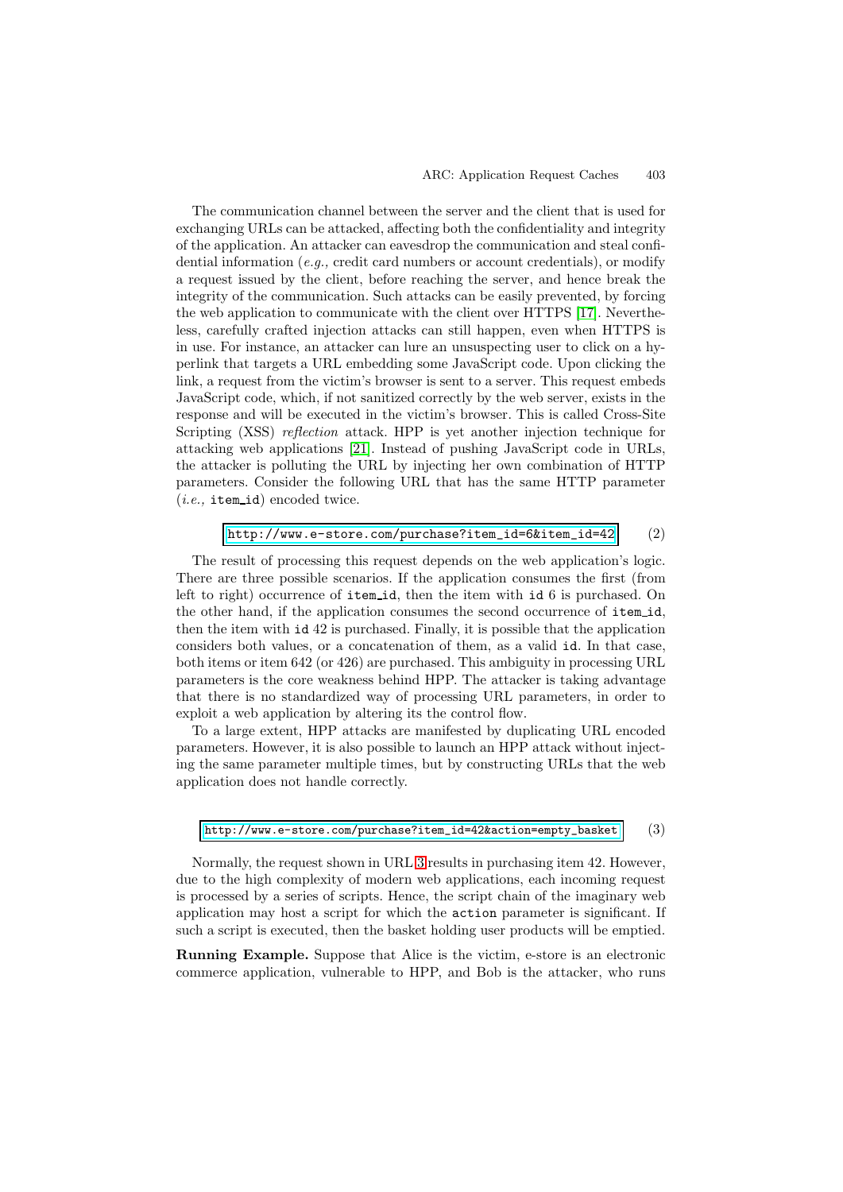The communication channel between the server and the client that is used for exchanging URLs can be attacked, affecting both the confidentiality and integrity of the application. An attacker can eavesdrop the communication and steal confidential information (*e.g.,* credit card numbers or account credentials), or modify a request issued by the client, before reaching the server, and hence break the integrity of the communication. Such attacks can be easily prevented, by forcing the web application to communicate with the client over HTTPS [17]. Nevertheless, carefully crafted injection attacks can still happen, even when HTTPS is in use. For instance, an attacker can lure an unsuspecting user to click on a hyperlink that targets a URL embedding some JavaScript code. Upon clicking the link, a request from the victim's browser is sent to a server. This request embeds JavaScript code, which, if not sanitized correctly by the web server, exists in the response and will be executed in the victim's browser. This is called Cross-Site Scripting (XSS) *reflection* attack. HPP is yet another injection technique for attacking web applications [21]. Instead of pushing JavaScript code in URLs, the attacker is polluting the URL by injecting her own combination of HTTP parameters. Consider the following URL that has the same HTTP parameter (*i.e.,* `item_id`) encoded twice.

```
http://www.e-store.com/purchase?item_id=6&item_id=42        (2)
```

The result of processing this request depends on the web application's logic. There are three possible scenarios. If the application consumes the first (from left to right) occurrence of `item_id`, then the item with `id` 6 is purchased. On the other hand, if the application consumes the second occurrence of `item_id`, then the item with `id` 42 is purchased. Finally, it is possible that the application considers both values, or a concatenation of them, as a valid `id`. In that case, both items or item 642 (or 426) are purchased. This ambiguity in processing URL parameters is the core weakness behind HPP. The attacker is taking advantage that there is no standardized way of processing URL parameters, in order to exploit a web application by altering its the control flow.

To a large extent, HPP attacks are manifested by duplicating URL encoded parameters. However, it is also possible to launch an HPP attack without injecting the same parameter multiple times, but by constructing URLs that the web application does not handle correctly.

```
http://www.e-store.com/purchase?item_id=42&action=empty_basket        (3)
```

Normally, the request shown in URL 3 results in purchasing item 42. However, due to the high complexity of modern web applications, each incoming request is processed by a series of scripts. Hence, the script chain of the imaginary web application may host a script for which the `action` parameter is significant. If such a script is executed, then the basket holding user products will be emptied.

**Running Example.** Suppose that Alice is the victim, e-store is an electronic commerce application, vulnerable to HPP, and Bob is the attacker, who runs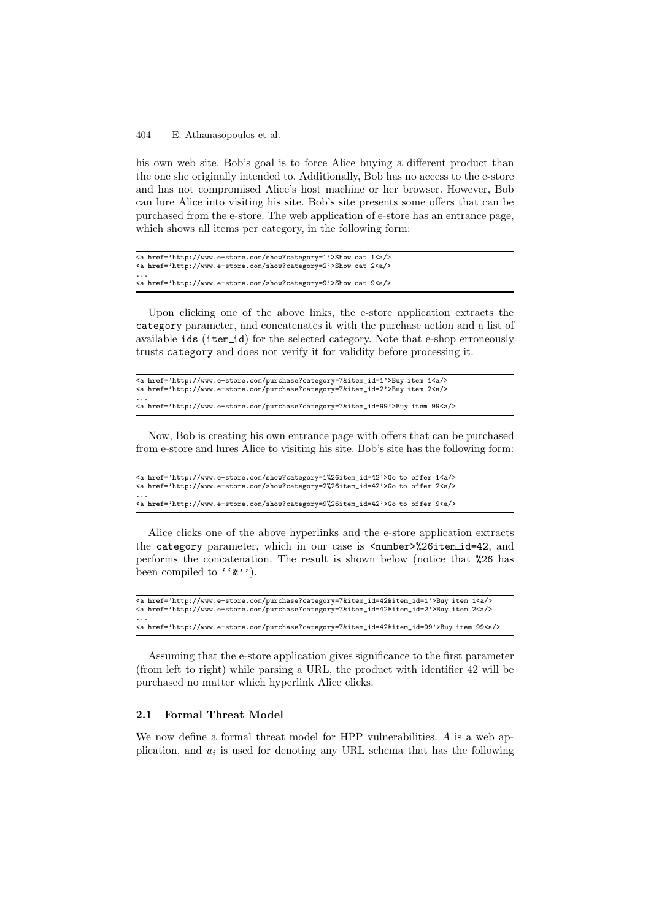his own web site. Bob's goal is to force Alice buying a different product than the one she originally intended to. Additionally, Bob has no access to the e-store and has not compromised Alice's host machine or her browser. However, Bob can lure Alice into visiting his site. Bob's site presents some offers that can be purchased from the e-store. The web application of e-store has an entrance page, which shows all items per category, in the following form:

```
<a href='http://www.e-store.com/show?category=1'>Show cat 1<a/>
<a href='http://www.e-store.com/show?category=2'>Show cat 2<a/>
...
<a href='http://www.e-store.com/show?category=9'>Show cat 9<a/>
```

Upon clicking one of the above links, the e-store application extracts the `category` parameter, and concatenates it with the purchase action and a list of available `ids` (`item_id`) for the selected category. Note that e-shop erroneously trusts `category` and does not verify it for validity before processing it.

```
<a href='http://www.e-store.com/purchase?category=7&item_id=1'>Buy item 1<a/>
<a href='http://www.e-store.com/purchase?category=7&item_id=2'>Buy item 2<a/>
...
<a href='http://www.e-store.com/purchase?category=7&item_id=99'>Buy item 99<a/>
```

Now, Bob is creating his own entrance page with offers that can be purchased from e-store and lures Alice to visiting his site. Bob's site has the following form:

```
<a href='http://www.e-store.com/show?category=1%26item_id=42'>Go to offer 1<a/>
<a href='http://www.e-store.com/show?category=2%26item_id=42'>Go to offer 2<a/>
...
<a href='http://www.e-store.com/show?category=9%26item_id=42'>Go to offer 9<a/>
```

Alice clicks one of the above hyperlinks and the e-store application extracts the `category` parameter, which in our case is `<number>%26item_id=42`, and performs the concatenation. The result is shown below (notice that `%26` has been compiled to ``&'').

```
<a href='http://www.e-store.com/purchase?category=7&item_id=42&item_id=1'>Buy item 1<a/>
<a href='http://www.e-store.com/purchase?category=7&item_id=42&item_id=2'>Buy item 2<a/>
...
<a href='http://www.e-store.com/purchase?category=7&item_id=42&item_id=99'>Buy item 99<a/>
```

Assuming that the e-store application gives significance to the first parameter (from left to right) while parsing a URL, the product with identifier 42 will be purchased no matter which hyperlink Alice clicks.

### 2.1 Formal Threat Model

We now define a formal threat model for HPP vulnerabilities. $A$ is a web application, and $u_i$ is used for denoting any URL schema that has the following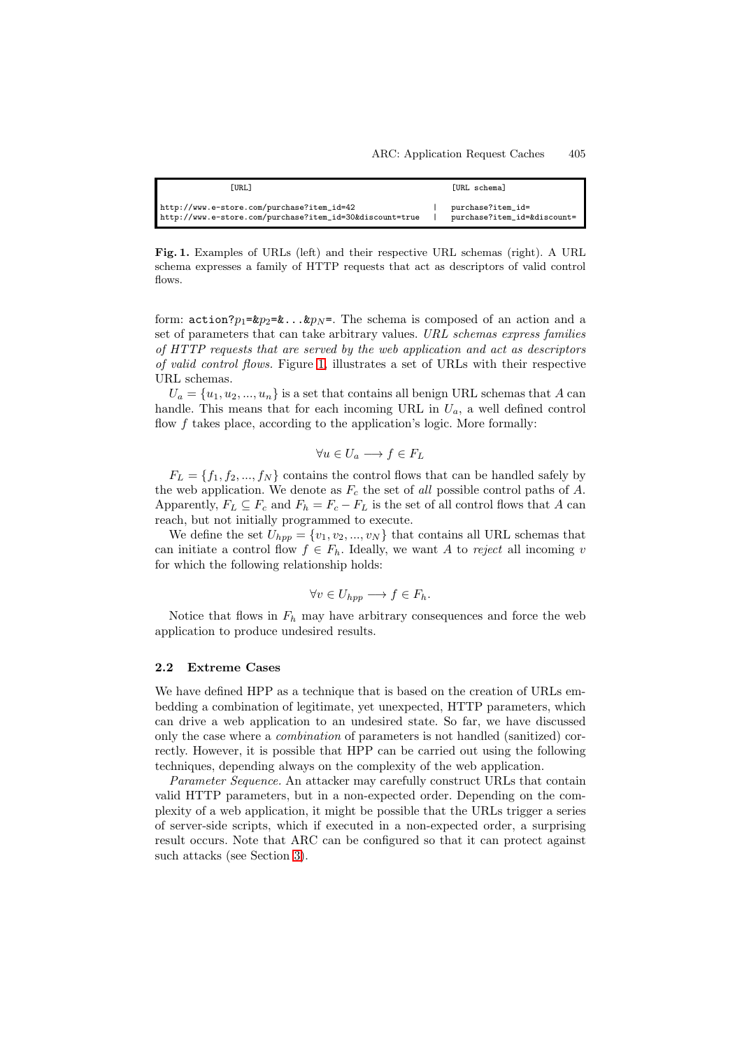```
                [URL]                                                    [URL schema]

http://www.e-store.com/purchase?item_id=42                           |    purchase?item_id=
http://www.e-store.com/purchase?item_id=30&discount=true             |    purchase?item_id=&discount=
```

**Fig. 1.** Examples of URLs (left) and their respective URL schemas (right). A URL schema expresses a family of HTTP requests that act as descriptors of valid control flows.

form: `action?`$p_1$`=&`$p_2$`=&...&`$p_N$`=`. The schema is composed of an action and a set of parameters that can take arbitrary values. *URL schemas express families of HTTP requests that are served by the web application and act as descriptors of valid control flows.* Figure 1, illustrates a set of URLs with their respective URL schemas.

$U_a = \{u_1, u_2, ..., u_n\}$ is a set that contains all benign URL schemas that $A$ can handle. This means that for each incoming URL in $U_a$, a well defined control flow $f$ takes place, according to the application's logic. More formally:

$$\forall u \in U_a \longrightarrow f \in F_L$$

$F_L = \{f_1, f_2, ..., f_N\}$ contains the control flows that can be handled safely by the web application. We denote as $F_c$ the set of *all* possible control paths of $A$. Apparently, $F_L \subseteq F_c$ and $F_h = F_c - F_L$ is the set of all control flows that $A$ can reach, but not initially programmed to execute.

We define the set $U_{hpp} = \{v_1, v_2, ..., v_N\}$ that contains all URL schemas that can initiate a control flow $f \in F_h$. Ideally, we want $A$ to *reject* all incoming $v$ for which the following relationship holds:

$$\forall v \in U_{hpp} \longrightarrow f \in F_h.$$

Notice that flows in $F_h$ may have arbitrary consequences and force the web application to produce undesired results.

### 2.2 Extreme Cases

We have defined HPP as a technique that is based on the creation of URLs embedding a combination of legitimate, yet unexpected, HTTP parameters, which can drive a web application to an undesired state. So far, we have discussed only the case where a *combination* of parameters is not handled (sanitized) correctly. However, it is possible that HPP can be carried out using the following techniques, depending always on the complexity of the web application.

*Parameter Sequence.* An attacker may carefully construct URLs that contain valid HTTP parameters, but in a non-expected order. Depending on the complexity of a web application, it might be possible that the URLs trigger a series of server-side scripts, which if executed in a non-expected order, a surprising result occurs. Note that ARC can be configured so that it can protect against such attacks (see Section 3).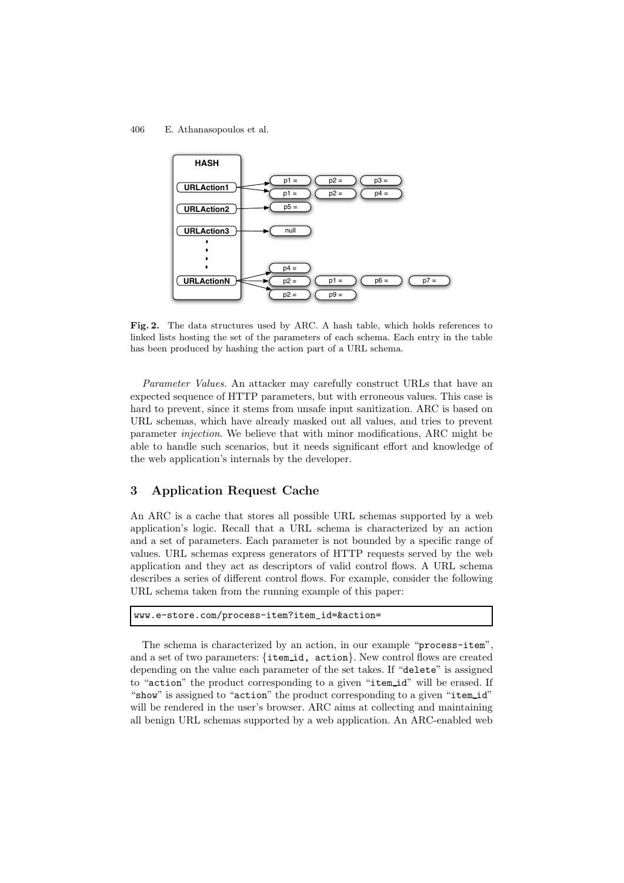**Fig. 2.** The data structures used by ARC. A hash table, which holds references to linked lists hosting the set of the parameters of each schema. Each entry in the table has been produced by hashing the action part of a URL schema.

*Parameter Values.* An attacker may carefully construct URLs that have an expected sequence of HTTP parameters, but with erroneous values. This case is hard to prevent, since it stems from unsafe input sanitization. ARC is based on URL schemas, which have already masked out all values, and tries to prevent parameter *injection*. We believe that with minor modifications, ARC might be able to handle such scenarios, but it needs significant effort and knowledge of the web application's internals by the developer.

## 3 Application Request Cache

An ARC is a cache that stores all possible URL schemas supported by a web application's logic. Recall that a URL schema is characterized by an action and a set of parameters. Each parameter is not bounded by a specific range of values. URL schemas express generators of HTTP requests served by the web application and they act as descriptors of valid control flows. A URL schema describes a series of different control flows. For example, consider the following URL schema taken from the running example of this paper:

```
www.e-store.com/process-item?item_id=&action=
```

The schema is characterized by an action, in our example "`process-item`", and a set of two parameters: {`item_id, action`}. New control flows are created depending on the value each parameter of the set takes. If "`delete`" is assigned to "`action`" the product corresponding to a given "`item_id`" will be erased. If "`show`" is assigned to "`action`" the product corresponding to a given "`item_id`" will be rendered in the user's browser. ARC aims at collecting and maintaining all benign URL schemas supported by a web application. An ARC-enabled web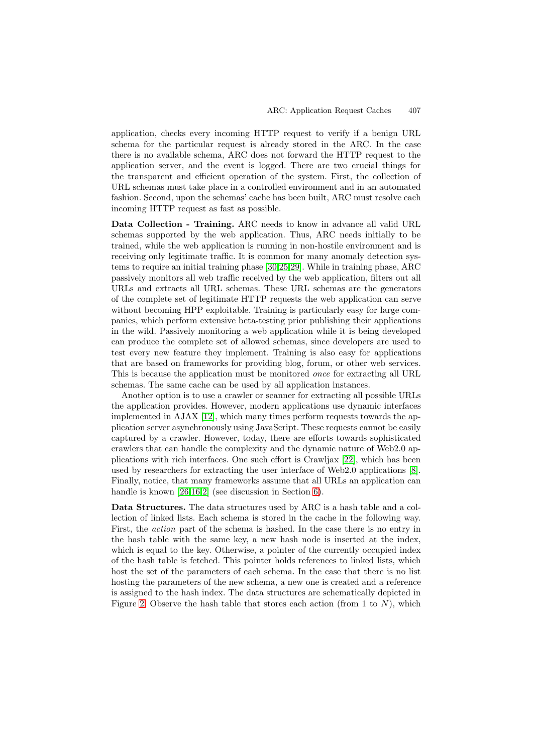application, checks every incoming HTTP request to verify if a benign URL schema for the particular request is already stored in the ARC. In the case there is no available schema, ARC does not forward the HTTP request to the application server, and the event is logged. There are two crucial things for the transparent and efficient operation of the system. First, the collection of URL schemas must take place in a controlled environment and in an automated fashion. Second, upon the schemas' cache has been built, ARC must resolve each incoming HTTP request as fast as possible.

**Data Collection - Training.** ARC needs to know in advance all valid URL schemas supported by the web application. Thus, ARC needs initially to be trained, while the web application is running in non-hostile environment and is receiving only legitimate traffic. It is common for many anomaly detection systems to require an initial training phase [30,25,29]. While in training phase, ARC passively monitors all web traffic received by the web application, filters out all URLs and extracts all URL schemas. These URL schemas are the generators of the complete set of legitimate HTTP requests the web application can serve without becoming HPP exploitable. Training is particularly easy for large companies, which perform extensive beta-testing prior publishing their applications in the wild. Passively monitoring a web application while it is being developed can produce the complete set of allowed schemas, since developers are used to test every new feature they implement. Training is also easy for applications that are based on frameworks for providing blog, forum, or other web services. This is because the application must be monitored *once* for extracting all URL schemas. The same cache can be used by all application instances.

Another option is to use a crawler or scanner for extracting all possible URLs the application provides. However, modern applications use dynamic interfaces implemented in AJAX [12], which many times perform requests towards the application server asynchronously using JavaScript. These requests cannot be easily captured by a crawler. However, today, there are efforts towards sophisticated crawlers that can handle the complexity and the dynamic nature of Web2.0 applications with rich interfaces. One such effort is Crawljax [22], which has been used by researchers for extracting the user interface of Web2.0 applications [8]. Finally, notice, that many frameworks assume that all URLs an application can handle is known [26,16,2] (see discussion in Section 6).

**Data Structures.** The data structures used by ARC is a hash table and a collection of linked lists. Each schema is stored in the cache in the following way. First, the *action* part of the schema is hashed. In the case there is no entry in the hash table with the same key, a new hash node is inserted at the index, which is equal to the key. Otherwise, a pointer of the currently occupied index of the hash table is fetched. This pointer holds references to linked lists, which host the set of the parameters of each schema. In the case that there is no list hosting the parameters of the new schema, a new one is created and a reference is assigned to the hash index. The data structures are schematically depicted in Figure 2. Observe the hash table that stores each action (from 1 to $N$), which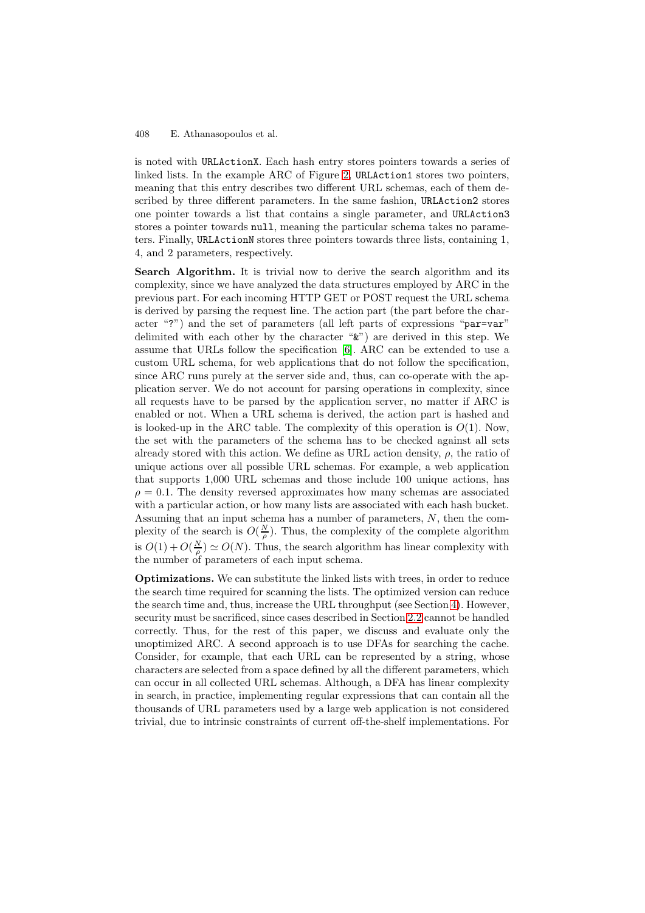is noted with URLActionX. Each hash entry stores pointers towards a series of linked lists. In the example ARC of Figure 2, URLAction1 stores two pointers, meaning that this entry describes two different URL schemas, each of them described by three different parameters. In the same fashion, URLAction2 stores one pointer towards a list that contains a single parameter, and URLAction3 stores a pointer towards null, meaning the particular schema takes no parameters. Finally, URLActionN stores three pointers towards three lists, containing 1, 4, and 2 parameters, respectively.

**Search Algorithm.** It is trivial now to derive the search algorithm and its complexity, since we have analyzed the data structures employed by ARC in the previous part. For each incoming HTTP GET or POST request the URL schema is derived by parsing the request line. The action part (the part before the character "?") and the set of parameters (all left parts of expressions "par=var" delimited with each other by the character "&") are derived in this step. We assume that URLs follow the specification [6]. ARC can be extended to use a custom URL schema, for web applications that do not follow the specification, since ARC runs purely at the server side and, thus, can co-operate with the application server. We do not account for parsing operations in complexity, since all requests have to be parsed by the application server, no matter if ARC is enabled or not. When a URL schema is derived, the action part is hashed and is looked-up in the ARC table. The complexity of this operation is $O(1)$. Now, the set with the parameters of the schema has to be checked against all sets already stored with this action. We define as URL action density, $\rho$, the ratio of unique actions over all possible URL schemas. For example, a web application that supports 1,000 URL schemas and those include 100 unique actions, has $\rho = 0.1$. The density reversed approximates how many schemas are associated with a particular action, or how many lists are associated with each hash bucket. Assuming that an input schema has a number of parameters, $N$, then the complexity of the search is $O(\frac{N}{\rho})$. Thus, the complexity of the complete algorithm is $O(1) + O(\frac{N}{\rho}) \simeq O(N)$. Thus, the search algorithm has linear complexity with the number of parameters of each input schema.

**Optimizations.** We can substitute the linked lists with trees, in order to reduce the search time required for scanning the lists. The optimized version can reduce the search time and, thus, increase the URL throughput (see Section 4). However, security must be sacrificed, since cases described in Section 2.2 cannot be handled correctly. Thus, for the rest of this paper, we discuss and evaluate only the unoptimized ARC. A second approach is to use DFAs for searching the cache. Consider, for example, that each URL can be represented by a string, whose characters are selected from a space defined by all the different parameters, which can occur in all collected URL schemas. Although, a DFA has linear complexity in search, in practice, implementing regular expressions that can contain all the thousands of URL parameters used by a large web application is not considered trivial, due to intrinsic constraints of current off-the-shelf implementations. For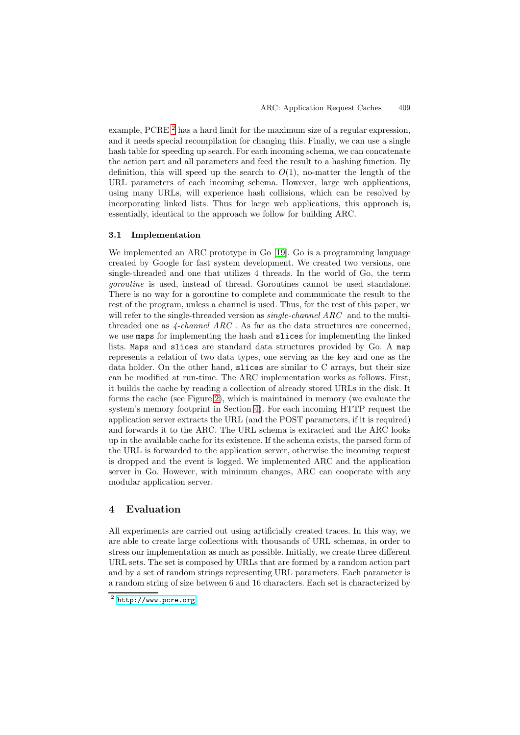example, PCRE [2] has a hard limit for the maximum size of a regular expression, and it needs special recompilation for changing this. Finally, we can use a single hash table for speeding up search. For each incoming schema, we can concatenate the action part and all parameters and feed the result to a hashing function. By definition, this will speed up the search to $O(1)$, no-matter the length of the URL parameters of each incoming schema. However, large web applications, using many URLs, will experience hash collisions, which can be resolved by incorporating linked lists. Thus for large web applications, this approach is, essentially, identical to the approach we follow for building ARC.

### 3.1 Implementation

We implemented an ARC prototype in Go [19]. Go is a programming language created by Google for fast system development. We created two versions, one single-threaded and one that utilizes 4 threads. In the world of Go, the term *goroutine* is used, instead of thread. Goroutines cannot be used standalone. There is no way for a goroutine to complete and communicate the result to the rest of the program, unless a channel is used. Thus, for the rest of this paper, we will refer to the single-threaded version as *single-channel ARC* and to the multi-threaded one as *4-channel ARC*. As far as the data structures are concerned, we use `maps` for implementing the hash and `slices` for implementing the linked lists. `Maps` and `slices` are standard data structures provided by Go. A `map` represents a relation of two data types, one serving as the key and one as the data holder. On the other hand, `slices` are similar to C arrays, but their size can be modified at run-time. The ARC implementation works as follows. First, it builds the cache by reading a collection of already stored URLs in the disk. It forms the cache (see Figure 2), which is maintained in memory (we evaluate the system's memory footprint in Section 4). For each incoming HTTP request the application server extracts the URL (and the POST parameters, if it is required) and forwards it to the ARC. The URL schema is extracted and the ARC looks up in the available cache for its existence. If the schema exists, the parsed form of the URL is forwarded to the application server, otherwise the incoming request is dropped and the event is logged. We implemented ARC and the application server in Go. However, with minimum changes, ARC can cooperate with any modular application server.

## 4 Evaluation

All experiments are carried out using artificially created traces. In this way, we are able to create large collections with thousands of URL schemas, in order to stress our implementation as much as possible. Initially, we create three different URL sets. The set is composed by URLs that are formed by a random action part and by a set of random strings representing URL parameters. Each parameter is a random string of size between 6 and 16 characters. Each set is characterized by

[2] http://www.pcre.org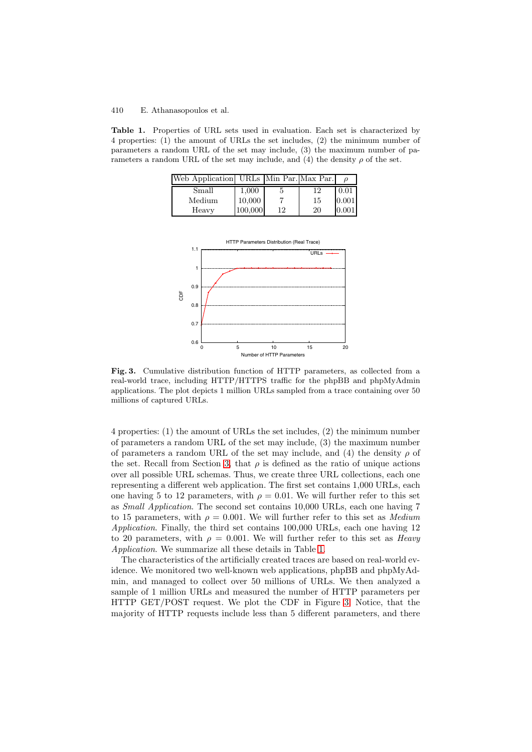**Table 1.** Properties of URL sets used in evaluation. Each set is characterized by 4 properties: (1) the amount of URLs the set includes, (2) the minimum number of parameters a random URL of the set may include, (3) the maximum number of parameters a random URL of the set may include, and (4) the density $\rho$ of the set.

| Web Application | URLs | Min Par. | Max Par. | $\rho$ |
|---|---|---|---|---|
| Small | 1,000 | 5 | 12 | 0.01 |
| Medium | 10,000 | 7 | 15 | 0.001 |
| Heavy | 100,000 | 12 | 20 | 0.001 |

**Fig. 3.** Cumulative distribution function of HTTP parameters, as collected from a real-world trace, including HTTP/HTTPS traffic for the phpBB and phpMyAdmin applications. The plot depicts 1 million URLs sampled from a trace containing over 50 millions of captured URLs.

4 properties: (1) the amount of URLs the set includes, (2) the minimum number of parameters a random URL of the set may include, (3) the maximum number of parameters a random URL of the set may include, and (4) the density $\rho$ of the set. Recall from Section 3, that $\rho$ is defined as the ratio of unique actions over all possible URL schemas. Thus, we create three URL collections, each one representing a different web application. The first set contains 1,000 URLs, each one having 5 to 12 parameters, with $\rho = 0.01$. We will further refer to this set as *Small Application*. The second set contains 10,000 URLs, each one having 7 to 15 parameters, with $\rho = 0.001$. We will further refer to this set as *Medium Application*. Finally, the third set contains 100,000 URLs, each one having 12 to 20 parameters, with $\rho = 0.001$. We will further refer to this set as *Heavy Application*. We summarize all these details in Table 1.

The characteristics of the artificially created traces are based on real-world evidence. We monitored two well-known web applications, phpBB and phpMyAdmin, and managed to collect over 50 millions of URLs. We then analyzed a sample of 1 million URLs and measured the number of HTTP parameters per HTTP GET/POST request. We plot the CDF in Figure 3. Notice, that the majority of HTTP requests include less than 5 different parameters, and there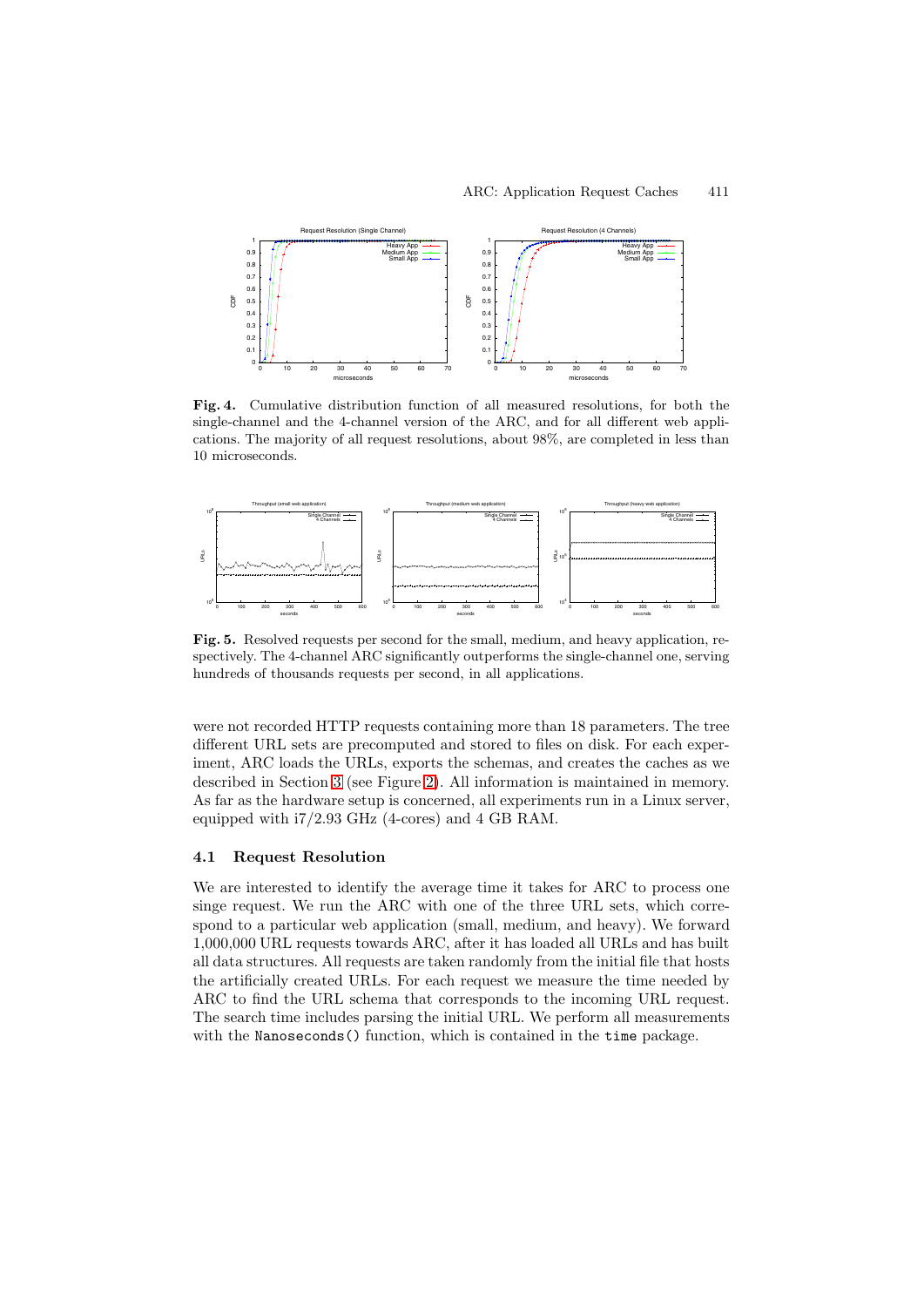**Fig. 4.** Cumulative distribution function of all measured resolutions, for both the single-channel and the 4-channel version of the ARC, and for all different web applications. The majority of all request resolutions, about 98%, are completed in less than 10 microseconds.

**Fig. 5.** Resolved requests per second for the small, medium, and heavy application, respectively. The 4-channel ARC significantly outperforms the single-channel one, serving hundreds of thousands requests per second, in all applications.

were not recorded HTTP requests containing more than 18 parameters. The tree different URL sets are precomputed and stored to files on disk. For each experiment, ARC loads the URLs, exports the schemas, and creates the caches as we described in Section 3 (see Figure 2). All information is maintained in memory. As far as the hardware setup is concerned, all experiments run in a Linux server, equipped with i7/2.93 GHz (4-cores) and 4 GB RAM.

### 4.1 Request Resolution

We are interested to identify the average time it takes for ARC to process one singe request. We run the ARC with one of the three URL sets, which correspond to a particular web application (small, medium, and heavy). We forward 1,000,000 URL requests towards ARC, after it has loaded all URLs and has built all data structures. All requests are taken randomly from the initial file that hosts the artificially created URLs. For each request we measure the time needed by ARC to find the URL schema that corresponds to the incoming URL request. The search time includes parsing the initial URL. We perform all measurements with the `Nanoseconds()` function, which is contained in the `time` package.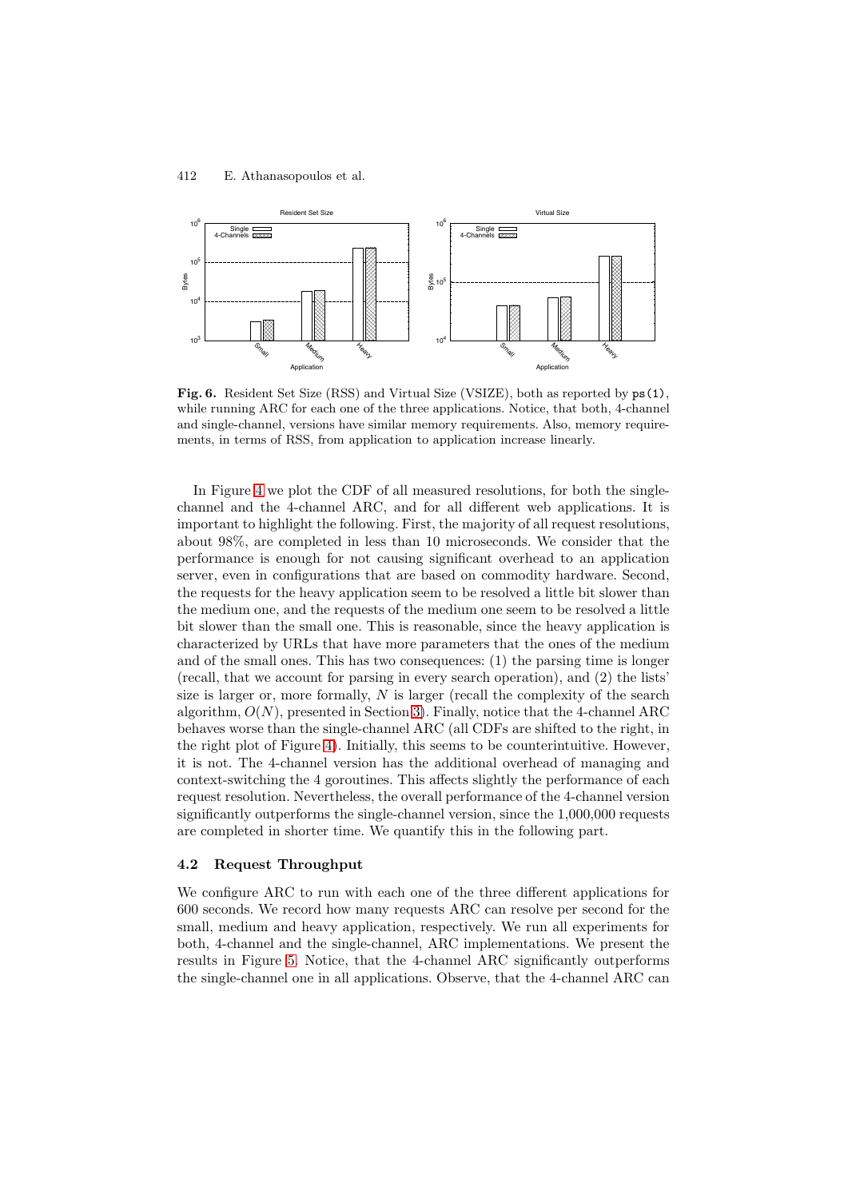**Fig. 6.** Resident Set Size (RSS) and Virtual Size (VSIZE), both as reported by `ps(1)`, while running ARC for each one of the three applications. Notice, that both, 4-channel and single-channel, versions have similar memory requirements. Also, memory requirements, in terms of RSS, from application to application increase linearly.

In Figure 4 we plot the CDF of all measured resolutions, for both the single-channel and the 4-channel ARC, and for all different web applications. It is important to highlight the following. First, the majority of all request resolutions, about 98%, are completed in less than 10 microseconds. We consider that the performance is enough for not causing significant overhead to an application server, even in configurations that are based on commodity hardware. Second, the requests for the heavy application seem to be resolved a little bit slower than the medium one, and the requests of the medium one seem to be resolved a little bit slower than the small one. This is reasonable, since the heavy application is characterized by URLs that have more parameters that the ones of the medium and of the small ones. This has two consequences: (1) the parsing time is longer (recall, that we account for parsing in every search operation), and (2) the lists' size is larger or, more formally, $N$ is larger (recall the complexity of the search algorithm, $O(N)$, presented in Section 3). Finally, notice that the 4-channel ARC behaves worse than the single-channel ARC (all CDFs are shifted to the right, in the right plot of Figure 4). Initially, this seems to be counterintuitive. However, it is not. The 4-channel version has the additional overhead of managing and context-switching the 4 goroutines. This affects slightly the performance of each request resolution. Nevertheless, the overall performance of the 4-channel version significantly outperforms the single-channel version, since the 1,000,000 requests are completed in shorter time. We quantify this in the following part.

### 4.2 Request Throughput

We configure ARC to run with each one of the three different applications for 600 seconds. We record how many requests ARC can resolve per second for the small, medium and heavy application, respectively. We run all experiments for both, 4-channel and the single-channel, ARC implementations. We present the results in Figure 5. Notice, that the 4-channel ARC significantly outperforms the single-channel one in all applications. Observe, that the 4-channel ARC can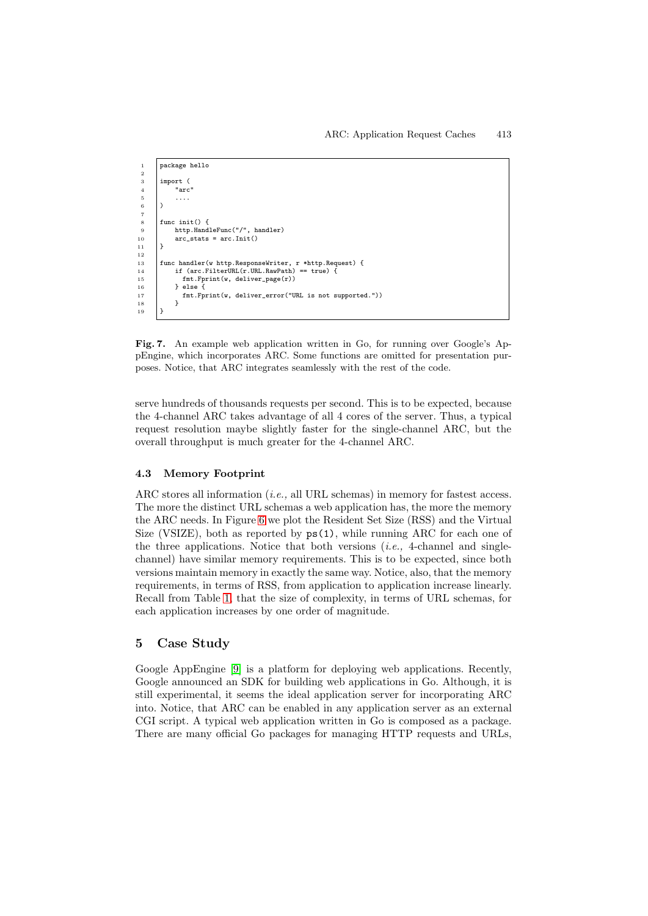```
package hello

import (
    "arc"
    ....
)

func init() {
    http.HandleFunc("/", handler)
    arc_stats = arc.Init()
}

func handler(w http.ResponseWriter, r *http.Request) {
    if (arc.FilterURL(r.URL.RawPath) == true) {
      fmt.Fprint(w, deliver_page(r))
    } else {
      fmt.Fprint(w, deliver_error("URL is not supported."))
    }
}
```

**Fig. 7.** An example web application written in Go, for running over Google's AppEngine, which incorporates ARC. Some functions are omitted for presentation purposes. Notice, that ARC integrates seamlessly with the rest of the code.

serve hundreds of thousands requests per second. This is to be expected, because the 4-channel ARC takes advantage of all 4 cores of the server. Thus, a typical request resolution maybe slightly faster for the single-channel ARC, but the overall throughput is much greater for the 4-channel ARC.

### 4.3 Memory Footprint

ARC stores all information (*i.e.,* all URL schemas) in memory for fastest access. The more the distinct URL schemas a web application has, the more the memory the ARC needs. In Figure 6 we plot the Resident Set Size (RSS) and the Virtual Size (VSIZE), both as reported by `ps(1)`, while running ARC for each one of the three applications. Notice that both versions (*i.e.,* 4-channel and single-channel) have similar memory requirements. This is to be expected, since both versions maintain memory in exactly the same way. Notice, also, that the memory requirements, in terms of RSS, from application to application increase linearly. Recall from Table 1, that the size of complexity, in terms of URL schemas, for each application increases by one order of magnitude.

## 5 Case Study

Google AppEngine [9] is a platform for deploying web applications. Recently, Google announced an SDK for building web applications in Go. Although, it is still experimental, it seems the ideal application server for incorporating ARC into. Notice, that ARC can be enabled in any application server as an external CGI script. A typical web application written in Go is composed as a package. There are many official Go packages for managing HTTP requests and URLs,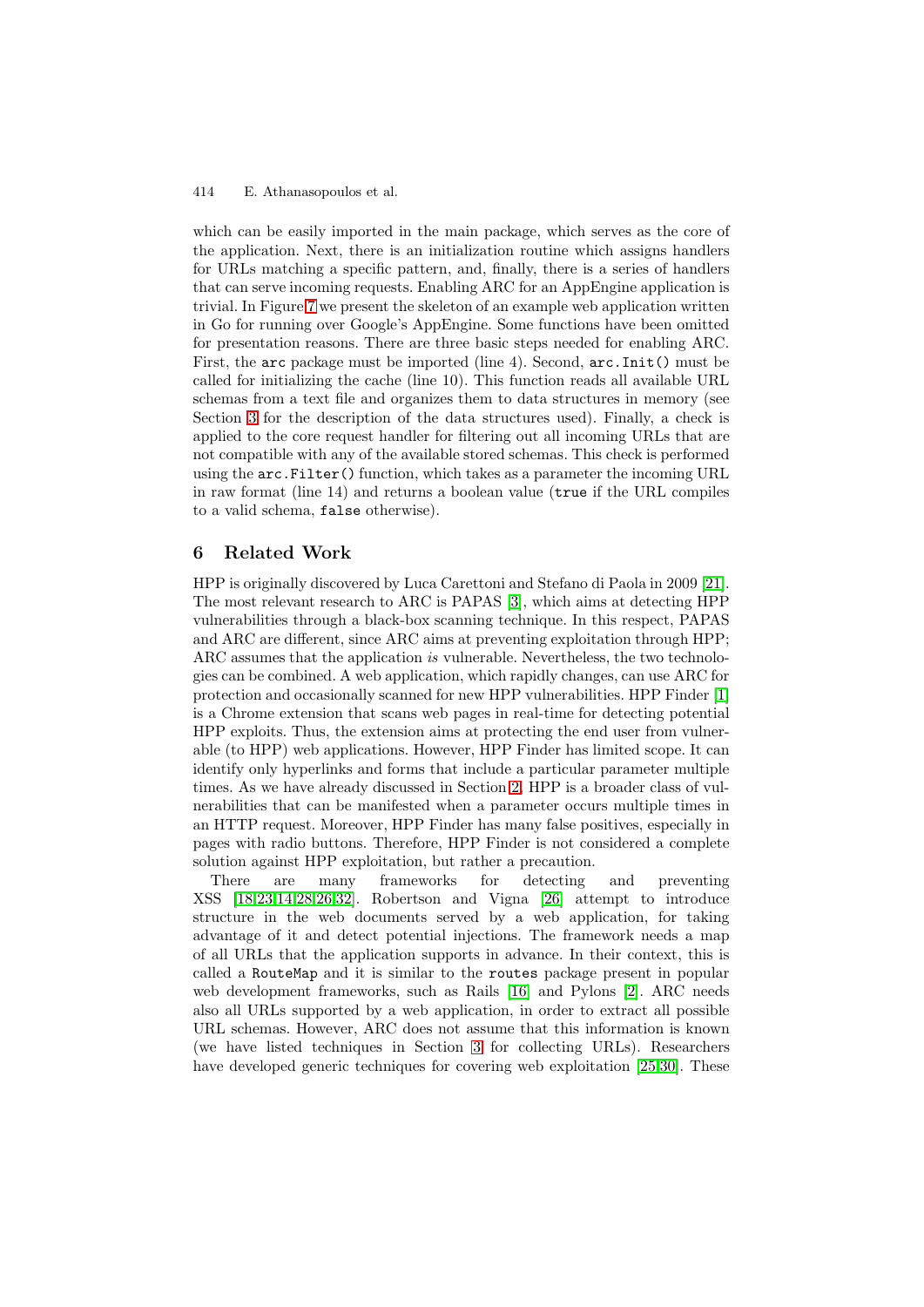which can be easily imported in the main package, which serves as the core of the application. Next, there is an initialization routine which assigns handlers for URLs matching a specific pattern, and, finally, there is a series of handlers that can serve incoming requests. Enabling ARC for an AppEngine application is trivial. In Figure 7 we present the skeleton of an example web application written in Go for running over Google's AppEngine. Some functions have been omitted for presentation reasons. There are three basic steps needed for enabling ARC. First, the `arc` package must be imported (line 4). Second, `arc.Init()` must be called for initializing the cache (line 10). This function reads all available URL schemas from a text file and organizes them to data structures in memory (see Section 3 for the description of the data structures used). Finally, a check is applied to the core request handler for filtering out all incoming URLs that are not compatible with any of the available stored schemas. This check is performed using the `arc.Filter()` function, which takes as a parameter the incoming URL in raw format (line 14) and returns a boolean value (`true` if the URL compiles to a valid schema, `false` otherwise).

## 6 Related Work

HPP is originally discovered by Luca Carettoni and Stefano di Paola in 2009 [21]. The most relevant research to ARC is PAPAS [3], which aims at detecting HPP vulnerabilities through a black-box scanning technique. In this respect, PAPAS and ARC are different, since ARC aims at preventing exploitation through HPP; ARC assumes that the application *is* vulnerable. Nevertheless, the two technologies can be combined. A web application, which rapidly changes, can use ARC for protection and occasionally scanned for new HPP vulnerabilities. HPP Finder [1] is a Chrome extension that scans web pages in real-time for detecting potential HPP exploits. Thus, the extension aims at protecting the end user from vulnerable (to HPP) web applications. However, HPP Finder has limited scope. It can identify only hyperlinks and forms that include a particular parameter multiple times. As we have already discussed in Section 2, HPP is a broader class of vulnerabilities that can be manifested when a parameter occurs multiple times in an HTTP request. Moreover, HPP Finder has many false positives, especially in pages with radio buttons. Therefore, HPP Finder is not considered a complete solution against HPP exploitation, but rather a precaution.

There are many frameworks for detecting and preventing XSS [18,23,14,28,26,32]. Robertson and Vigna [26] attempt to introduce structure in the web documents served by a web application, for taking advantage of it and detect potential injections. The framework needs a map of all URLs that the application supports in advance. In their context, this is called a `RouteMap` and it is similar to the `routes` package present in popular web development frameworks, such as Rails [16] and Pylons [2]. ARC needs also all URLs supported by a web application, in order to extract all possible URL schemas. However, ARC does not assume that this information is known (we have listed techniques in Section 3 for collecting URLs). Researchers have developed generic techniques for covering web exploitation [25,30]. These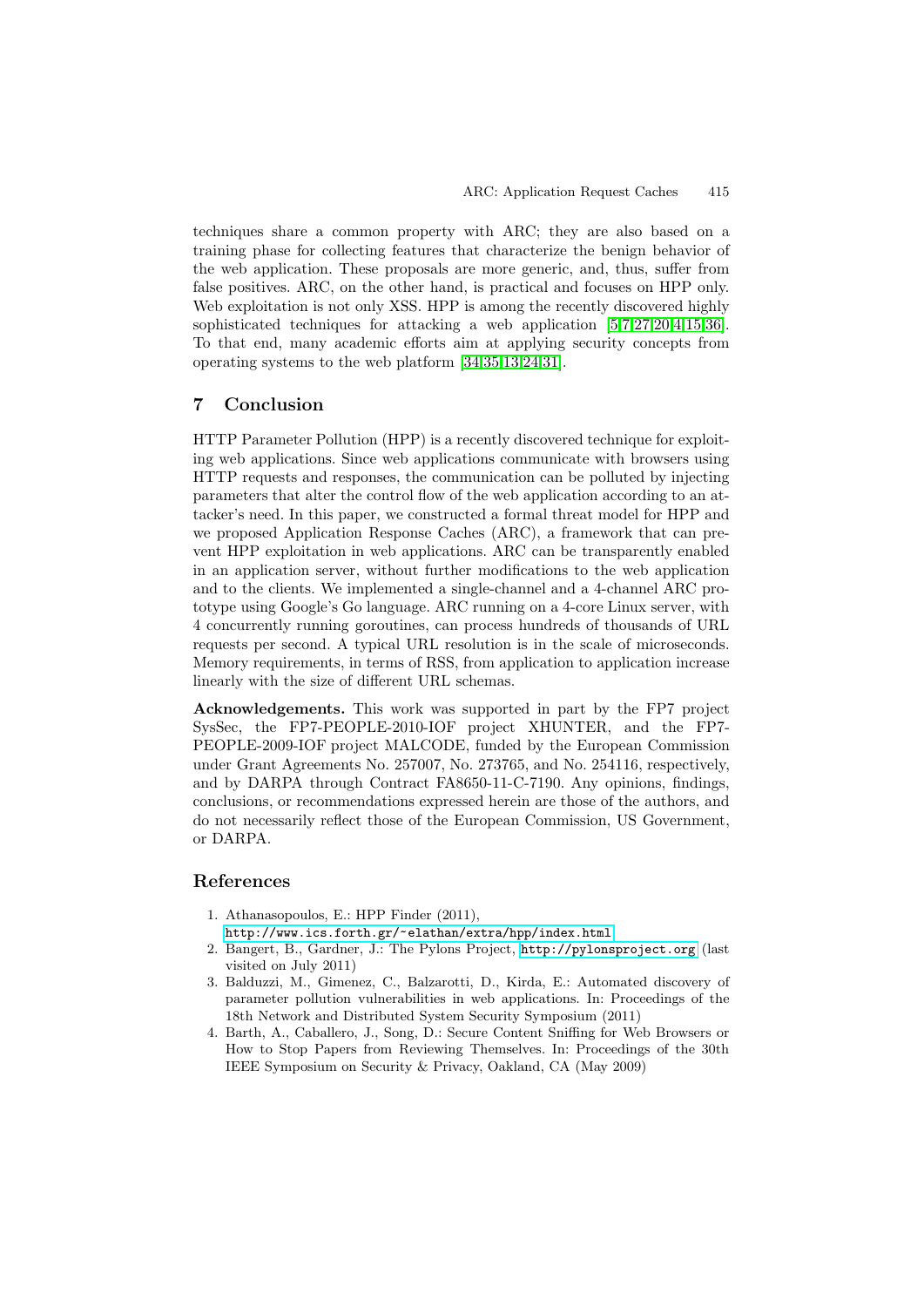techniques share a common property with ARC; they are also based on a training phase for collecting features that characterize the benign behavior of the web application. These proposals are more generic, and, thus, suffer from false positives. ARC, on the other hand, is practical and focuses on HPP only. Web exploitation is not only XSS. HPP is among the recently discovered highly sophisticated techniques for attacking a web application [5,7,27,20,4,15,36]. To that end, many academic efforts aim at applying security concepts from operating systems to the web platform [34,35,13,24,31].

## 7 Conclusion

HTTP Parameter Pollution (HPP) is a recently discovered technique for exploiting web applications. Since web applications communicate with browsers using HTTP requests and responses, the communication can be polluted by injecting parameters that alter the control flow of the web application according to an attacker's need. In this paper, we constructed a formal threat model for HPP and we proposed Application Response Caches (ARC), a framework that can prevent HPP exploitation in web applications. ARC can be transparently enabled in an application server, without further modifications to the web application and to the clients. We implemented a single-channel and a 4-channel ARC prototype using Google's Go language. ARC running on a 4-core Linux server, with 4 concurrently running goroutines, can process hundreds of thousands of URL requests per second. A typical URL resolution is in the scale of microseconds. Memory requirements, in terms of RSS, from application to application increase linearly with the size of different URL schemas.

**Acknowledgements.** This work was supported in part by the FP7 project SysSec, the FP7-PEOPLE-2010-IOF project XHUNTER, and the FP7-PEOPLE-2009-IOF project MALCODE, funded by the European Commission under Grant Agreements No. 257007, No. 273765, and No. 254116, respectively, and by DARPA through Contract FA8650-11-C-7190. Any opinions, findings, conclusions, or recommendations expressed herein are those of the authors, and do not necessarily reflect those of the European Commission, US Government, or DARPA.

## References

1. Athanasopoulos, E.: HPP Finder (2011), http://www.ics.forth.gr/~elathan/extra/hpp/index.html
2. Bangert, B., Gardner, J.: The Pylons Project, http://pylonsproject.org (last visited on July 2011)
3. Balduzzi, M., Gimenez, C., Balzarotti, D., Kirda, E.: Automated discovery of parameter pollution vulnerabilities in web applications. In: Proceedings of the 18th Network and Distributed System Security Symposium (2011)
4. Barth, A., Caballero, J., Song, D.: Secure Content Sniffing for Web Browsers or How to Stop Papers from Reviewing Themselves. In: Proceedings of the 30th IEEE Symposium on Security & Privacy, Oakland, CA (May 2009)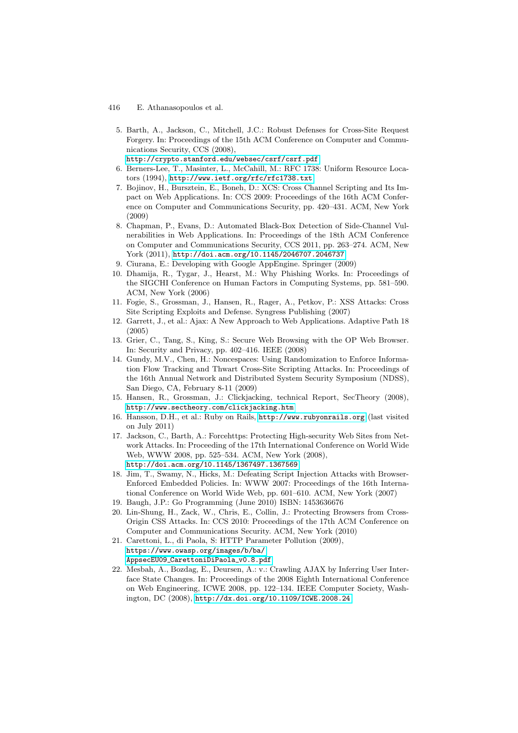5. Barth, A., Jackson, C., Mitchell, J.C.: Robust Defenses for Cross-Site Request Forgery. In: Proceedings of the 15th ACM Conference on Computer and Communications Security, CCS (2008), http://crypto.stanford.edu/websec/csrf/csrf.pdf
6. Berners-Lee, T., Masinter, L., McCahill, M.: RFC 1738: Uniform Resource Locators (1994), http://www.ietf.org/rfc/rfc1738.txt
7. Bojinov, H., Bursztein, E., Boneh, D.: XCS: Cross Channel Scripting and Its Impact on Web Applications. In: CCS 2009: Proceedings of the 16th ACM Conference on Computer and Communications Security, pp. 420–431. ACM, New York (2009)
8. Chapman, P., Evans, D.: Automated Black-Box Detection of Side-Channel Vulnerabilities in Web Applications. In: Proceedings of the 18th ACM Conference on Computer and Communications Security, CCS 2011, pp. 263–274. ACM, New York (2011), http://doi.acm.org/10.1145/2046707.2046737
9. Ciurana, E.: Developing with Google AppEngine. Springer (2009)
10. Dhamija, R., Tygar, J., Hearst, M.: Why Phishing Works. In: Proceedings of the SIGCHI Conference on Human Factors in Computing Systems, pp. 581–590. ACM, New York (2006)
11. Fogie, S., Grossman, J., Hansen, R., Rager, A., Petkov, P.: XSS Attacks: Cross Site Scripting Exploits and Defense. Syngress Publishing (2007)
12. Garrett, J., et al.: Ajax: A New Approach to Web Applications. Adaptive Path 18 (2005)
13. Grier, C., Tang, S., King, S.: Secure Web Browsing with the OP Web Browser. In: Security and Privacy, pp. 402–416. IEEE (2008)
14. Gundy, M.V., Chen, H.: Noncespaces: Using Randomization to Enforce Information Flow Tracking and Thwart Cross-Site Scripting Attacks. In: Proceedings of the 16th Annual Network and Distributed System Security Symposium (NDSS), San Diego, CA, February 8-11 (2009)
15. Hansen, R., Grossman, J.: Clickjacking, technical Report, SecTheory (2008), http://www.sectheory.com/clickjacking.htm
16. Hansson, D.H., et al.: Ruby on Rails, http://www.rubyonrails.org (last visited on July 2011)
17. Jackson, C., Barth, A.: Forcehttps: Protecting High-security Web Sites from Network Attacks. In: Proceeding of the 17th International Conference on World Wide Web, WWW 2008, pp. 525–534. ACM, New York (2008), http://doi.acm.org/10.1145/1367497.1367569
18. Jim, T., Swamy, N., Hicks, M.: Defeating Script Injection Attacks with Browser-Enforced Embedded Policies. In: WWW 2007: Proceedings of the 16th International Conference on World Wide Web, pp. 601–610. ACM, New York (2007)
19. Baugh, J.P.: Go Programming (June 2010) ISBN: 1453636676
20. Lin-Shung, H., Zack, W., Chris, E., Collin, J.: Protecting Browsers from Cross-Origin CSS Attacks. In: CCS 2010: Proceedings of the 17th ACM Conference on Computer and Communications Security. ACM, New York (2010)
21. Carettoni, L., di Paola, S: HTTP Parameter Pollution (2009), https://www.owasp.org/images/b/ba/AppsecEU09_CarettoniDiPaola_v0.8.pdf
22. Mesbah, A., Bozdag, E., Deursen, A.: v.: Crawling AJAX by Inferring User Interface State Changes. In: Proceedings of the 2008 Eighth International Conference on Web Engineering, ICWE 2008, pp. 122–134. IEEE Computer Society, Washington, DC (2008), http://dx.doi.org/10.1109/ICWE.2008.24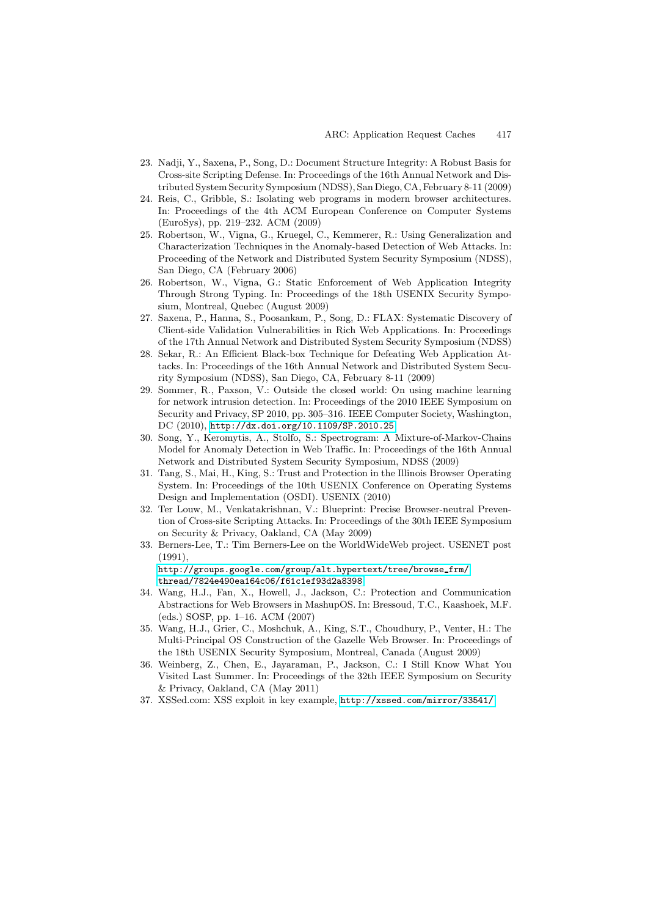23. Nadji, Y., Saxena, P., Song, D.: Document Structure Integrity: A Robust Basis for Cross-site Scripting Defense. In: Proceedings of the 16th Annual Network and Distributed System Security Symposium (NDSS), San Diego, CA, February 8-11 (2009)
24. Reis, C., Gribble, S.: Isolating web programs in modern browser architectures. In: Proceedings of the 4th ACM European Conference on Computer Systems (EuroSys), pp. 219–232. ACM (2009)
25. Robertson, W., Vigna, G., Kruegel, C., Kemmerer, R.: Using Generalization and Characterization Techniques in the Anomaly-based Detection of Web Attacks. In: Proceeding of the Network and Distributed System Security Symposium (NDSS), San Diego, CA (February 2006)
26. Robertson, W., Vigna, G.: Static Enforcement of Web Application Integrity Through Strong Typing. In: Proceedings of the 18th USENIX Security Symposium, Montreal, Quebec (August 2009)
27. Saxena, P., Hanna, S., Poosankam, P., Song, D.: FLAX: Systematic Discovery of Client-side Validation Vulnerabilities in Rich Web Applications. In: Proceedings of the 17th Annual Network and Distributed System Security Symposium (NDSS)
28. Sekar, R.: An Efficient Black-box Technique for Defeating Web Application Attacks. In: Proceedings of the 16th Annual Network and Distributed System Security Symposium (NDSS), San Diego, CA, February 8-11 (2009)
29. Sommer, R., Paxson, V.: Outside the closed world: On using machine learning for network intrusion detection. In: Proceedings of the 2010 IEEE Symposium on Security and Privacy, SP 2010, pp. 305–316. IEEE Computer Society, Washington, DC (2010), http://dx.doi.org/10.1109/SP.2010.25
30. Song, Y., Keromytis, A., Stolfo, S.: Spectrogram: A Mixture-of-Markov-Chains Model for Anomaly Detection in Web Traffic. In: Proceedings of the 16th Annual Network and Distributed System Security Symposium, NDSS (2009)
31. Tang, S., Mai, H., King, S.: Trust and Protection in the Illinois Browser Operating System. In: Proceedings of the 10th USENIX Conference on Operating Systems Design and Implementation (OSDI). USENIX (2010)
32. Ter Louw, M., Venkatakrishnan, V.: Blueprint: Precise Browser-neutral Prevention of Cross-site Scripting Attacks. In: Proceedings of the 30th IEEE Symposium on Security & Privacy, Oakland, CA (May 2009)
33. Berners-Lee, T.: Tim Berners-Lee on the WorldWideWeb project. USENET post (1991), http://groups.google.com/group/alt.hypertext/tree/browse_frm/thread/7824e490ea164c06/f61c1ef93d2a8398
34. Wang, H.J., Fan, X., Howell, J., Jackson, C.: Protection and Communication Abstractions for Web Browsers in MashupOS. In: Bressoud, T.C., Kaashoek, M.F. (eds.) SOSP, pp. 1–16. ACM (2007)
35. Wang, H.J., Grier, C., Moshchuk, A., King, S.T., Choudhury, P., Venter, H.: The Multi-Principal OS Construction of the Gazelle Web Browser. In: Proceedings of the 18th USENIX Security Symposium, Montreal, Canada (August 2009)
36. Weinberg, Z., Chen, E., Jayaraman, P., Jackson, C.: I Still Know What You Visited Last Summer. In: Proceedings of the 32th IEEE Symposium on Security & Privacy, Oakland, CA (May 2011)
37. XSSed.com: XSS exploit in key example, http://xssed.com/mirror/33541/